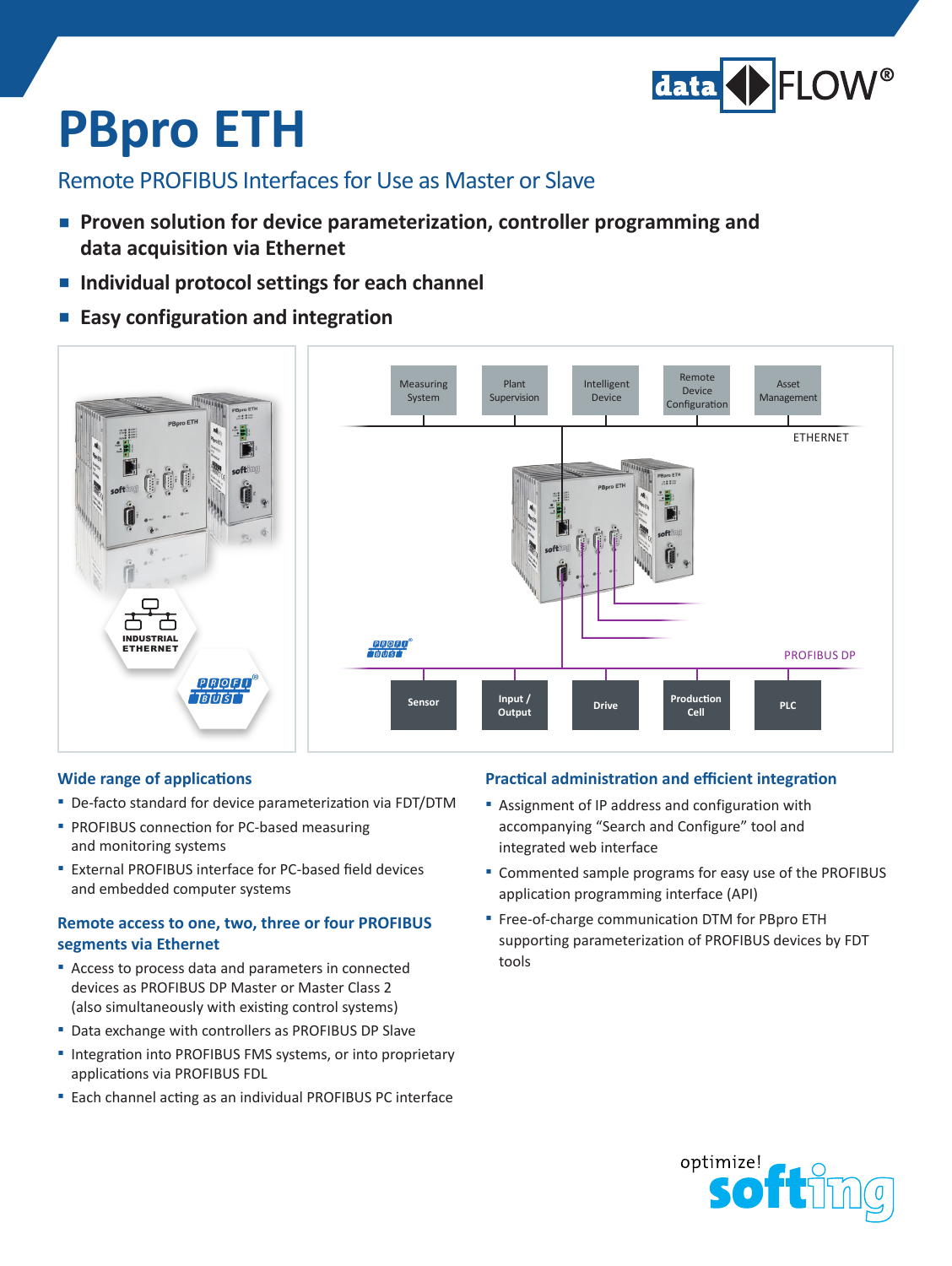# PBpro ETH

## Remote PROFIBUS Interfaces for Use as Master or Slave

- **Proven solution for device parameterization, controller programming and data acquisition via Ethernet**
- **Individual protocol settings for each channel**
- **Easy configuration and integration**

### Wide range of applications

- De-facto standard for device parameterization via FDT/DTM
- PROFIBUS connection for PC-based measuring and monitoring systems
- External PROFIBUS interface for PC-based field devices and embedded computer systems

### Remote access to one, two, three or four PROFIBUS segments via Ethernet

- Access to process data and parameters in connected devices as PROFIBUS DP Master or Master Class 2 (also simultaneously with existing control systems)
- Data exchange with controllers as PROFIBUS DP Slave
- Integration into PROFIBUS FMS systems, or into proprietary applications via PROFIBUS FDL
- Each channel acting as an individual PROFIBUS PC interface

### Practical administration and efficient integration

- Assignment of IP address and configuration with accompanying “Search and Configure” tool and integrated web interface
- Commented sample programs for easy use of the PROFIBUS application programming interface (API)
- Free-of-charge communication DTM for PBpro ETH supporting parameterization of PROFIBUS devices by FDT tools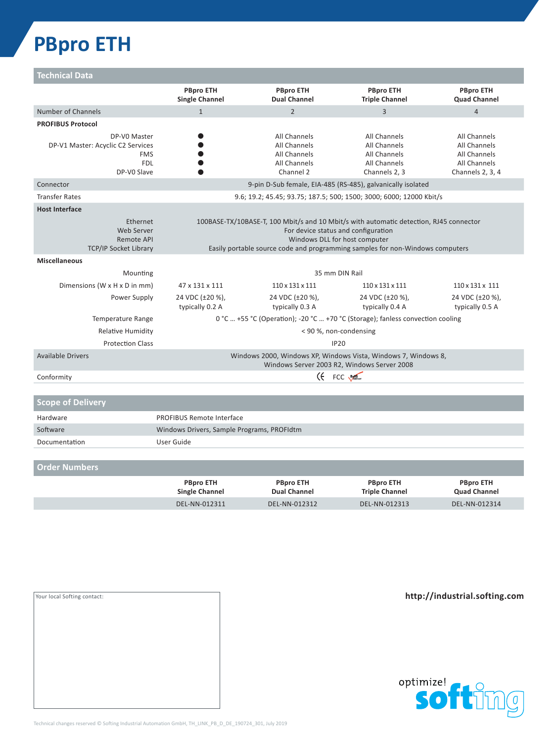# PBpro ETH

## Technical Data

| | PBpro ETH Single Channel | PBpro ETH Dual Channel | PBpro ETH Triple Channel | PBpro ETH Quad Channel |
|---|---|---|---|---|
| Number of Channels | 1 | 2 | 3 | 4 |
| **PROFIBUS Protocol** | | | | |
| DP-V0 Master | ● | All Channels | All Channels | All Channels |
| DP-V1 Master: Acyclic C2 Services | ● | All Channels | All Channels | All Channels |
| FMS | ● | All Channels | All Channels | All Channels |
| FDL | ● | All Channels | All Channels | All Channels |
| DP-V0 Slave | ● | Channel 2 | Channels 2, 3 | Channels 2, 3, 4 |
| Connector | 9-pin D-Sub female, EIA-485 (RS-485), galvanically isolated | | | |
| Transfer Rates | 9.6; 19.2; 45.45; 93.75; 187.5; 500; 1500; 3000; 6000; 12000 Kbit/s | | | |
| **Host Interface** | | | | |
| Ethernet | 100BASE-TX/10BASE-T, 100 Mbit/s and 10 Mbit/s with automatic detection, RJ45 connector | | | |
| Web Server | For device status and configuration | | | |
| Remote API | Windows DLL for host computer | | | |
| TCP/IP Socket Library | Easily portable source code and programming samples for non-Windows computers | | | |
| **Miscellaneous** | | | | |
| Mounting | 35 mm DIN Rail | | | |
| Dimensions (W x H x D in mm) | 47 x 131 x 111 | 110 x 131 x 111 | 110 x 131 x 111 | 110 x 131 x 111 |
| Power Supply | 24 VDC (±20 %), typically 0.2 A | 24 VDC (±20 %), typically 0.3 A | 24 VDC (±20 %), typically 0.4 A | 24 VDC (±20 %), typically 0.5 A |
| Temperature Range | 0 °C … +55 °C (Operation); -20 °C … +70 °C (Storage); fanless convection cooling | | | |
| Relative Humidity | < 90 %, non-condensing | | | |
| Protection Class | IP20 | | | |
| Available Drivers | Windows 2000, Windows XP, Windows Vista, Windows 7, Windows 8, Windows Server 2003 R2, Windows Server 2008 | | | |
| Conformity | CE FCC RoHS | | | |

## Scope of Delivery

| | |
|---|---|
| Hardware | PROFIBUS Remote Interface |
| Software | Windows Drivers, Sample Programs, PROFIdtm |
| Documentation | User Guide |

## Order Numbers

| PBpro ETH Single Channel | PBpro ETH Dual Channel | PBpro ETH Triple Channel | PBpro ETH Quad Channel |
|---|---|---|---|
| DEL-NN-012311 | DEL-NN-012312 | DEL-NN-012313 | DEL-NN-012314 |

Your local Softing contact:

**http://industrial.softing.com**

optimize! softing

Technical changes reserved © Softing Industrial Automation GmbH, TH_LINK_PB_D_DE_190724_301, July 2019